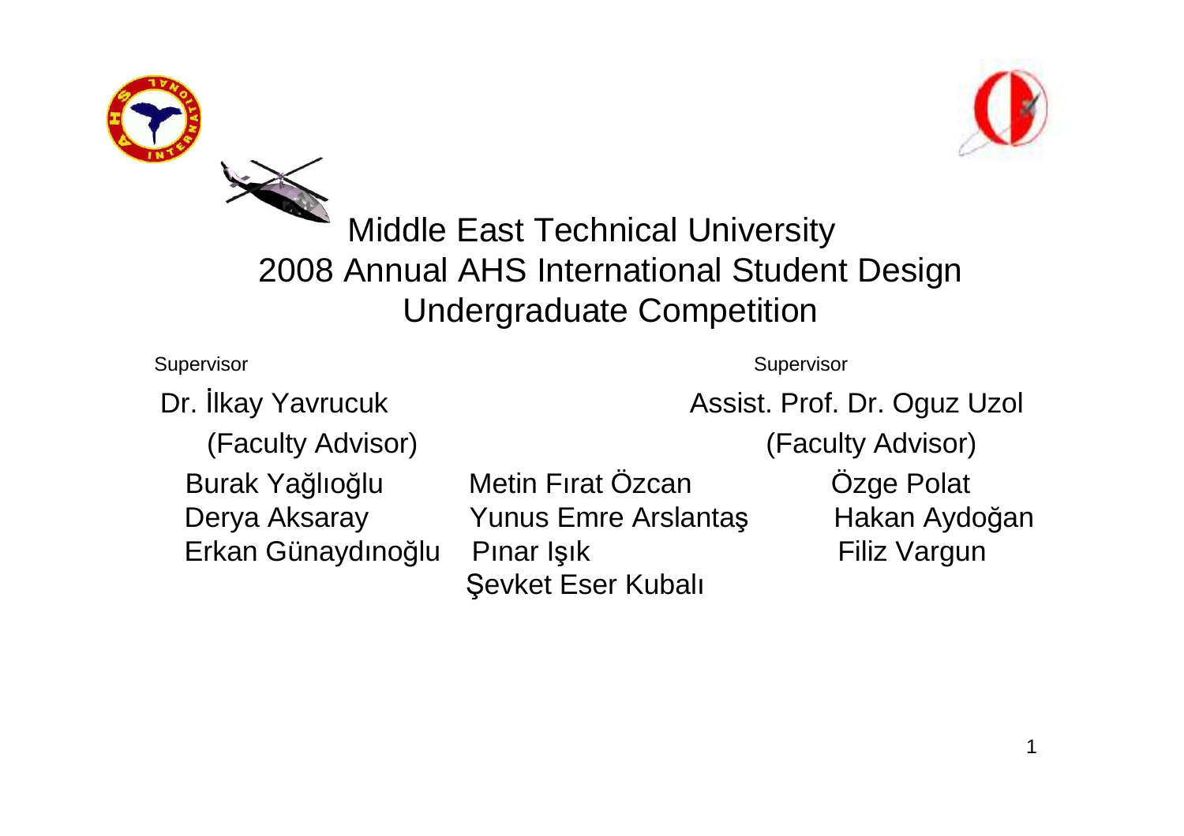# Middle East Technical University
# 2008 Annual AHS International Student Design Undergraduate Competition

Supervisor

Dr. İlkay Yavrucuk
(Faculty Advisor)

Supervisor

Assist. Prof. Dr. Oguz Uzol
(Faculty Advisor)

Burak Yağlıoğlu
Derya Aksaray
Erkan Günaydınoğlu

Metin Fırat Özcan
Yunus Emre Arslantaş
Pınar Işık
Şevket Eser Kubalı

Özge Polat
Hakan Aydoğan
Filiz Vargun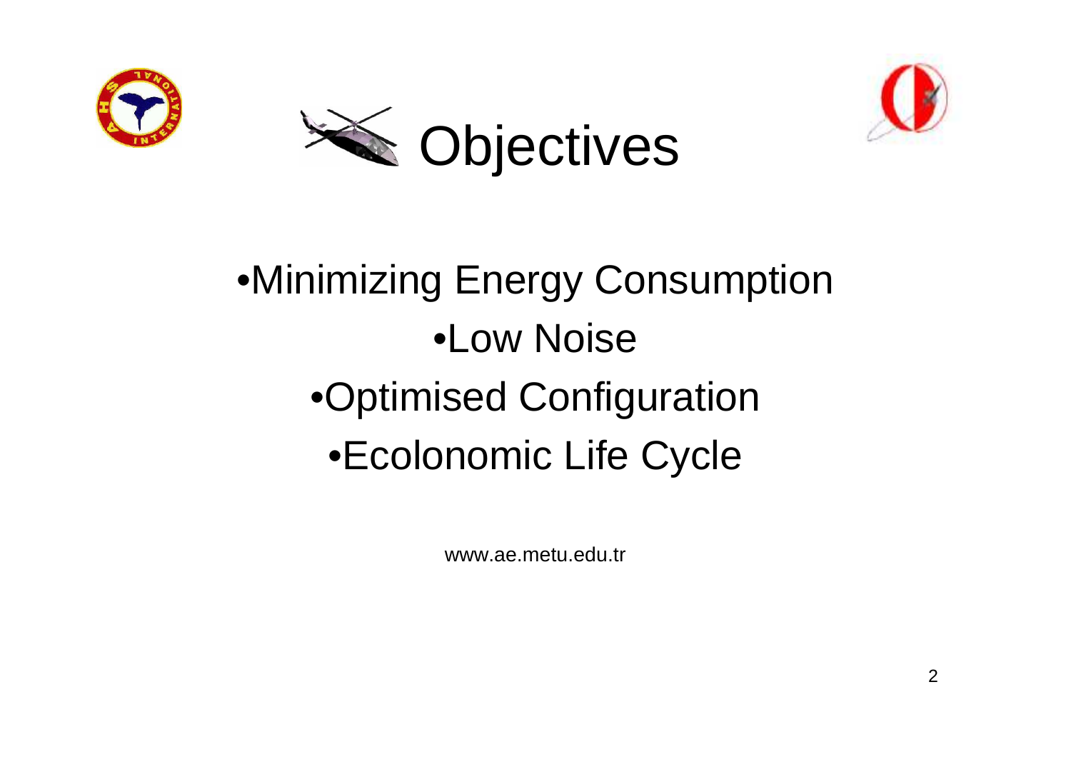# Objectives

- Minimizing Energy Consumption
- Low Noise
- Optimised Configuration
- Ecolonomic Life Cycle

www.ae.metu.edu.tr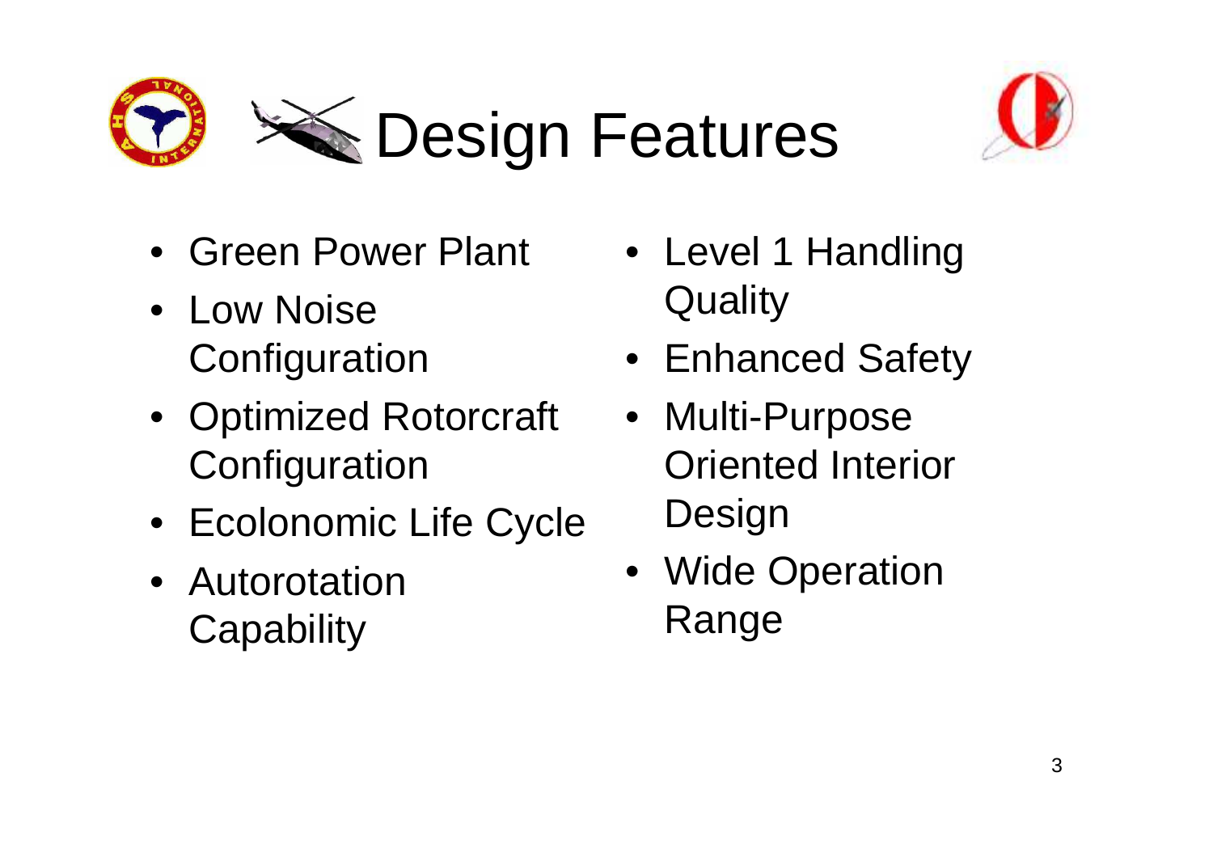# Design Features

- Green Power Plant
- Low Noise Configuration
- Optimized Rotorcraft Configuration
- Ecolonomic Life Cycle
- Autorotation Capability
- Level 1 Handling Quality
- Enhanced Safety
- Multi-Purpose Oriented Interior Design
- Wide Operation Range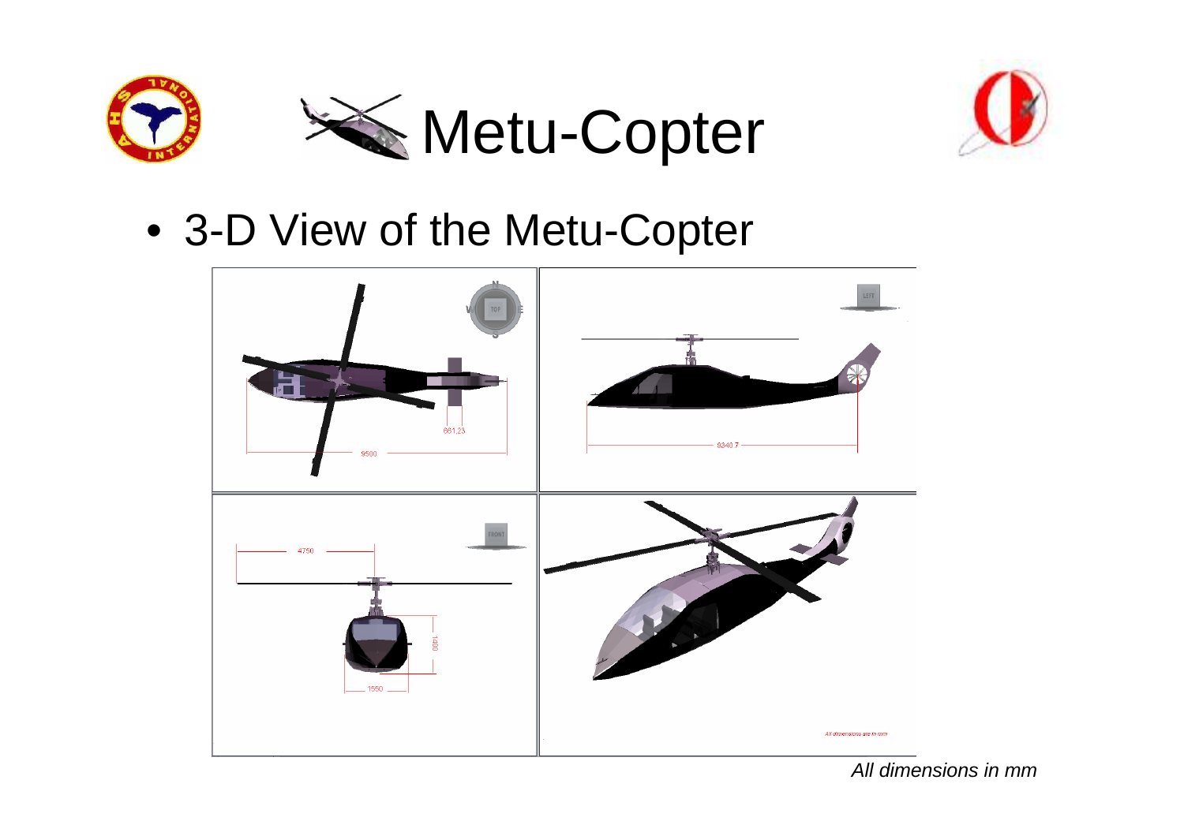# Metu-Copter

- 3-D View of the Metu-Copter

*All dimensions in mm*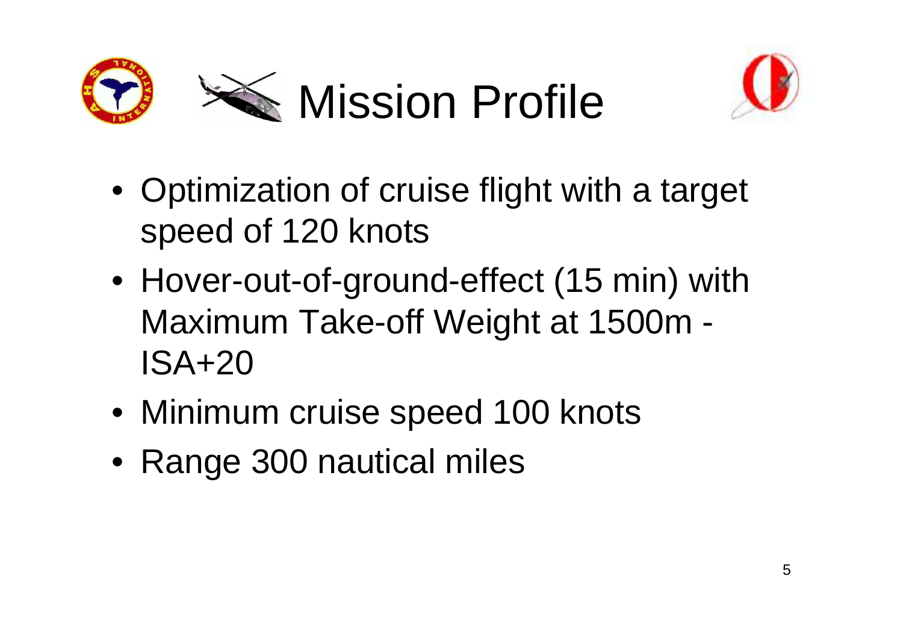# Mission Profile

- Optimization of cruise flight with a target speed of 120 knots
- Hover-out-of-ground-effect (15 min) with Maximum Take-off Weight at 1500m - ISA+20
- Minimum cruise speed 100 knots
- Range 300 nautical miles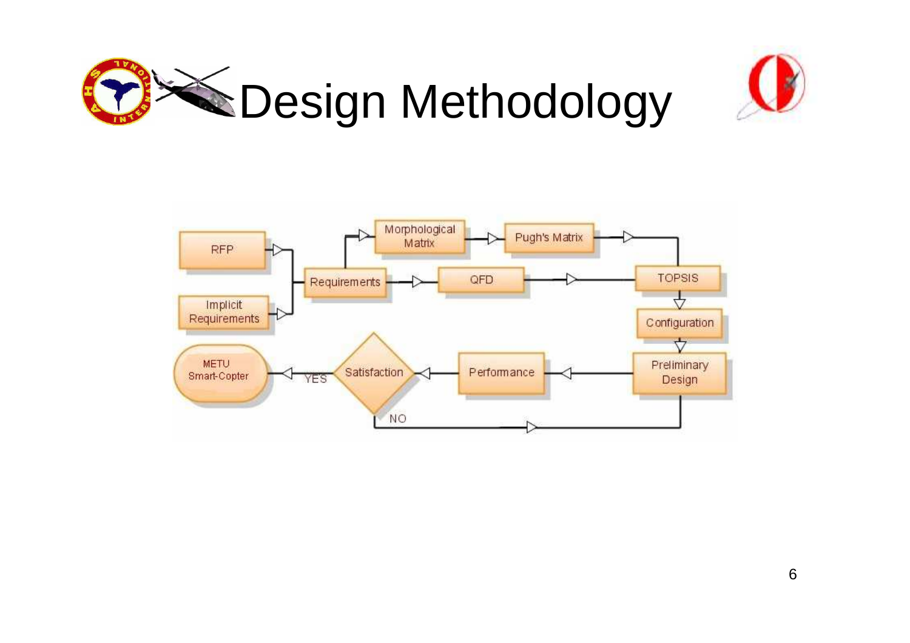# Design Methodology

RFP

Implicit Requirements

Requirements

Morphological Matrix

Pugh's Matrix

QFD

TOPSIS

Configuration

Preliminary Design

Performance

Satisfaction

YES

NO

METU Smart-Copter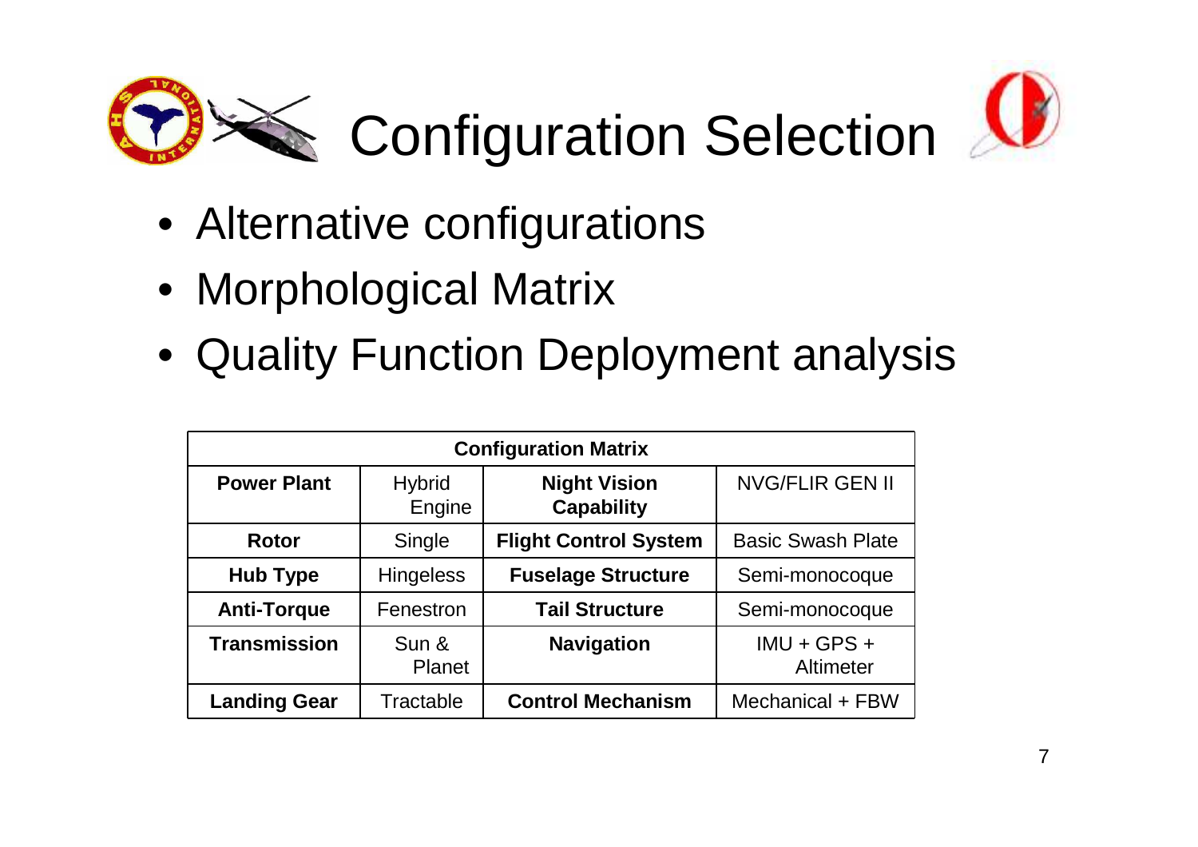# Configuration Selection

- Alternative configurations
- Morphological Matrix
- Quality Function Deployment analysis

| Configuration Matrix | | | |
|---|---|---|---|
| **Power Plant** | Hybrid Engine | **Night Vision Capability** | NVG/FLIR GEN II |
| **Rotor** | Single | **Flight Control System** | Basic Swash Plate |
| **Hub Type** | Hingeless | **Fuselage Structure** | Semi-monocoque |
| **Anti-Torque** | Fenestron | **Tail Structure** | Semi-monocoque |
| **Transmission** | Sun & Planet | **Navigation** | IMU + GPS + Altimeter |
| **Landing Gear** | Tractable | **Control Mechanism** | Mechanical + FBW |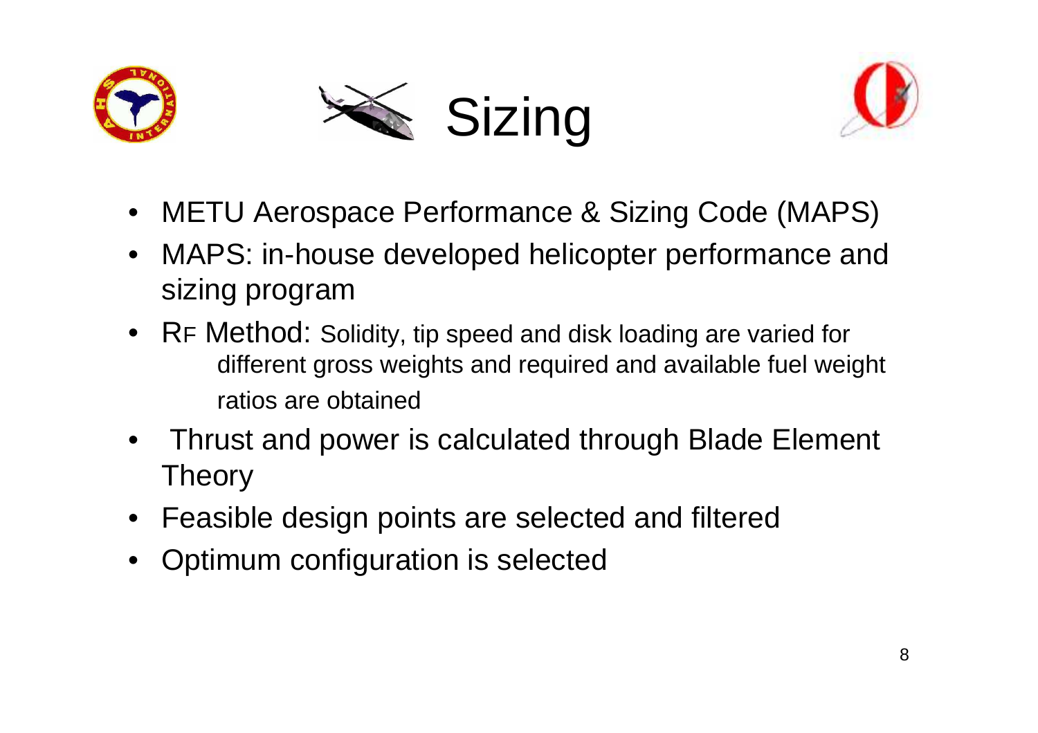# Sizing

- METU Aerospace Performance & Sizing Code (MAPS)
- MAPS: in-house developed helicopter performance and sizing program
- RF Method: Solidity, tip speed and disk loading are varied for different gross weights and required and available fuel weight ratios are obtained
- Thrust and power is calculated through Blade Element Theory
- Feasible design points are selected and filtered
- Optimum configuration is selected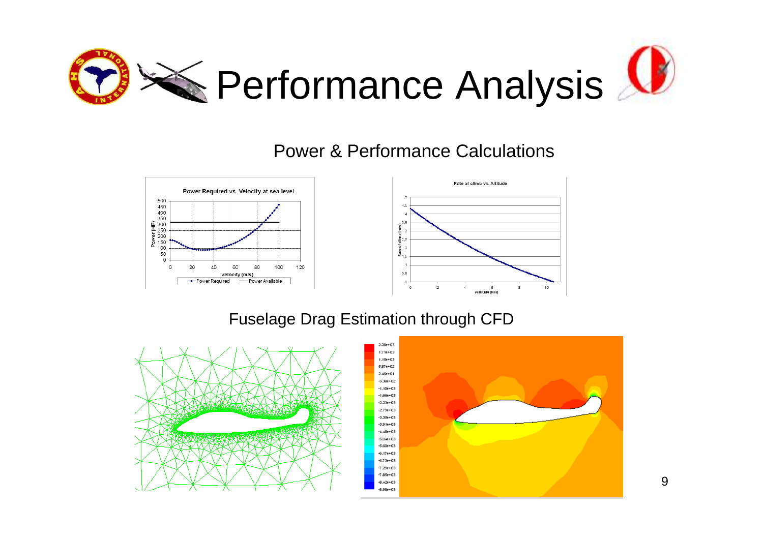# Performance Analysis

## Power & Performance Calculations

## Fuselage Drag Estimation through CFD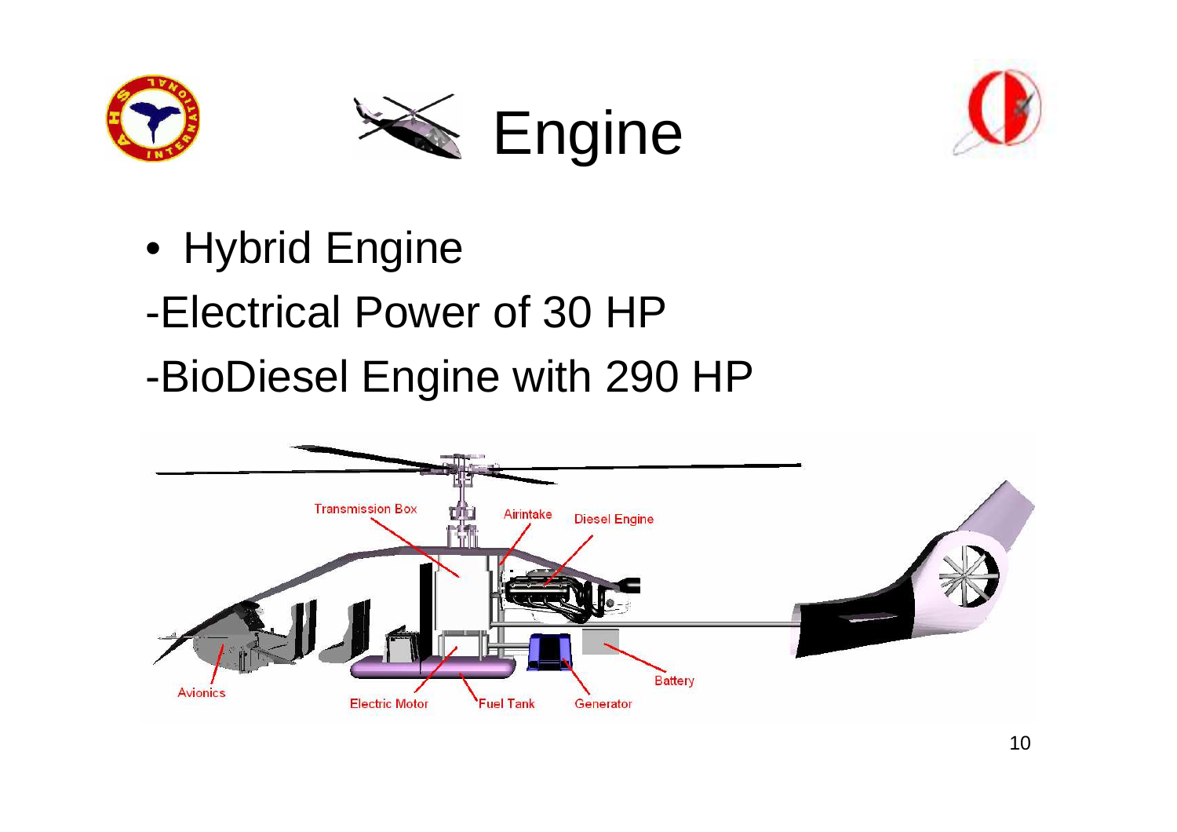# Engine

- Hybrid Engine

-Electrical Power of 30 HP

-BioDiesel Engine with 290 HP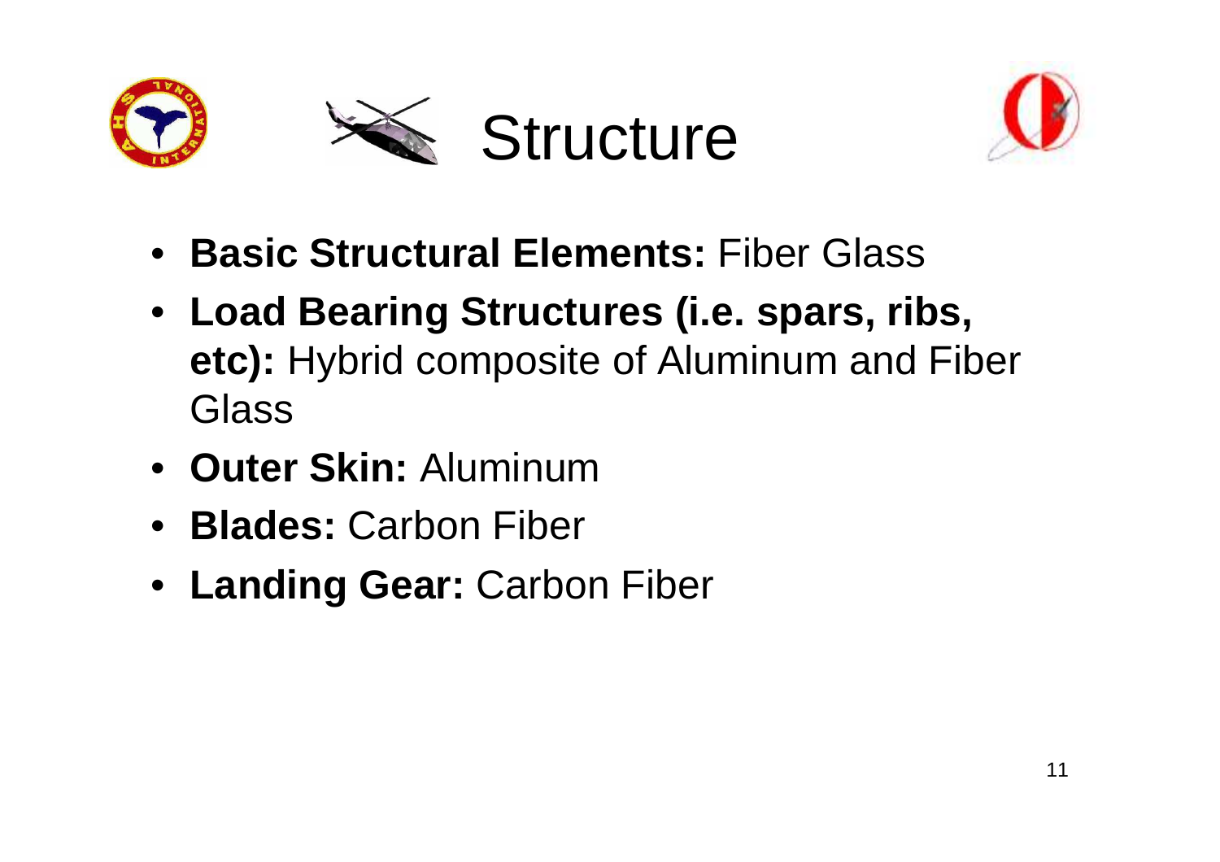# Structure

- **Basic Structural Elements:** Fiber Glass
- **Load Bearing Structures (i.e. spars, ribs, etc):** Hybrid composite of Aluminum and Fiber Glass
- **Outer Skin:** Aluminum
- **Blades:** Carbon Fiber
- **Landing Gear:** Carbon Fiber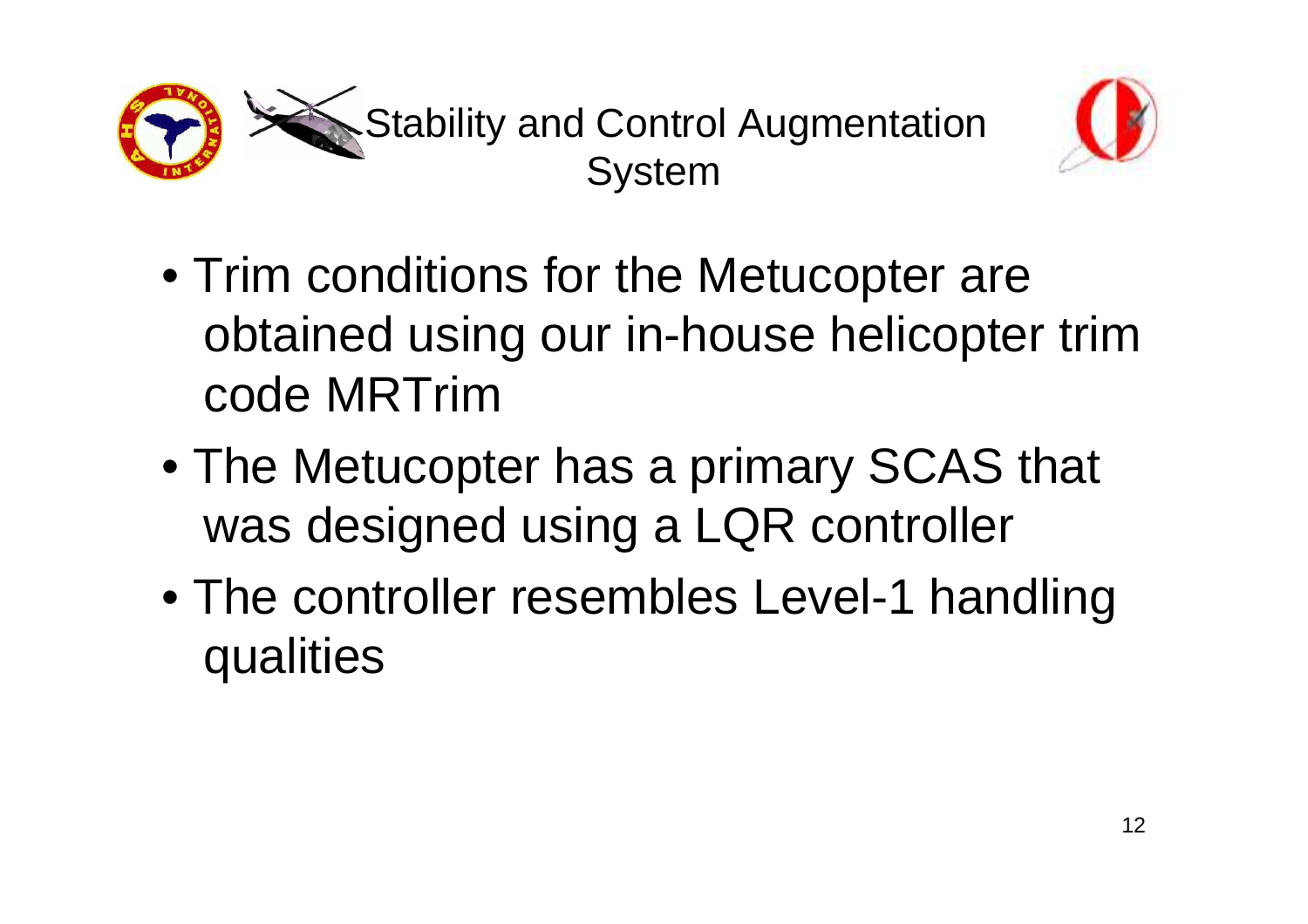# Stability and Control Augmentation System

- Trim conditions for the Metucopter are obtained using our in-house helicopter trim code MRTrim
- The Metucopter has a primary SCAS that was designed using a LQR controller
- The controller resembles Level-1 handling qualities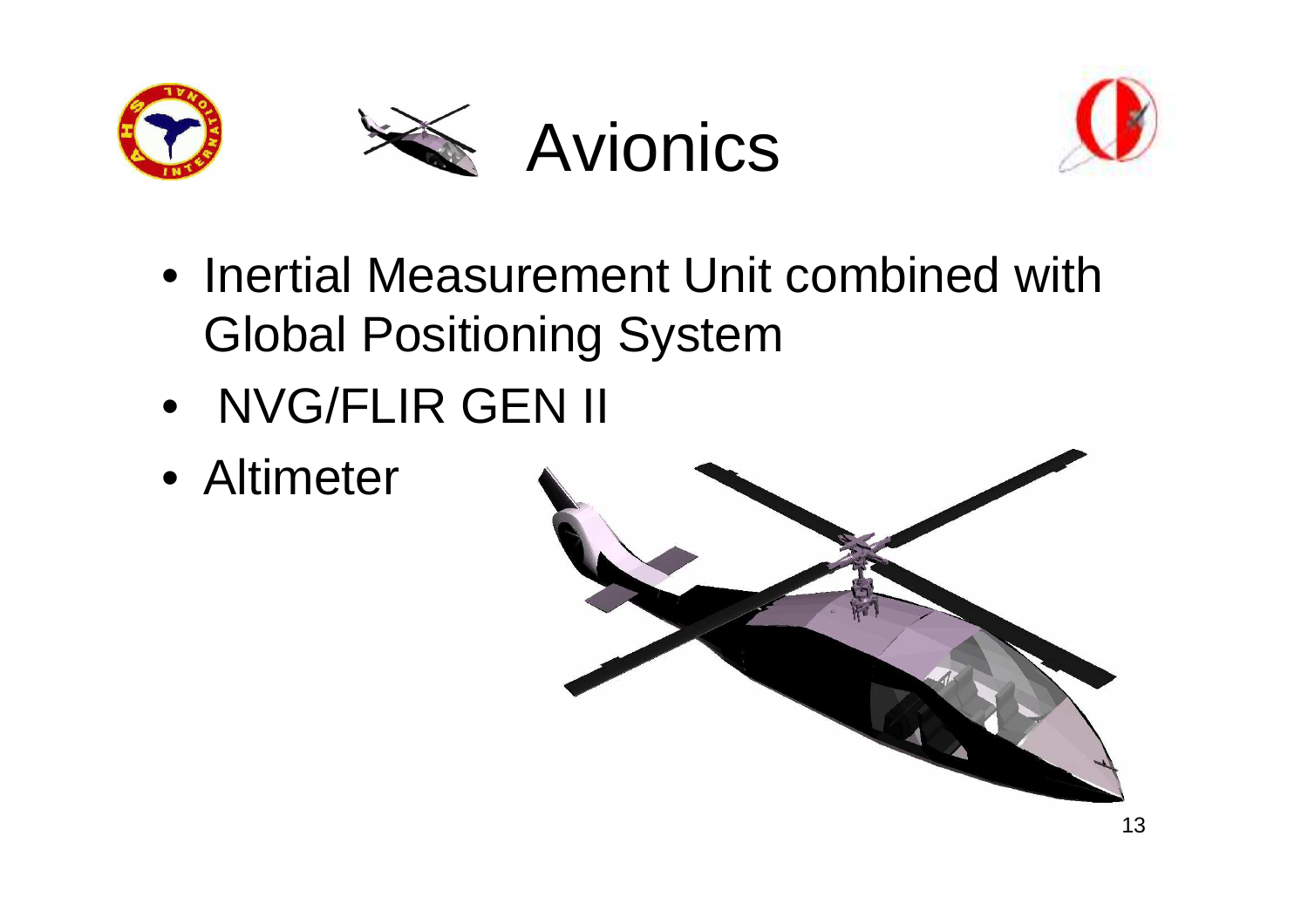# Avionics

- Inertial Measurement Unit combined with Global Positioning System
- NVG/FLIR GEN II
- Altimeter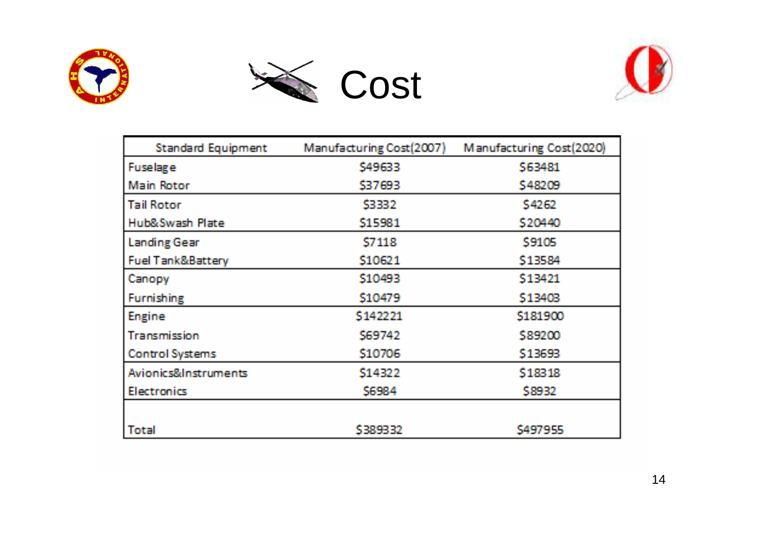# Cost

| Standard Equipment | Manufacturing Cost(2007) | Manufacturing Cost(2020) |
|---|---|---|
| Fuselage | $49633 | $63481 |
| Main Rotor | $37693 | $48209 |
| Tail Rotor | $3332 | $4262 |
| Hub&Swash Plate | $15981 | $20440 |
| Landing Gear | $7118 | $9105 |
| Fuel Tank&Battery | $10621 | $13584 |
| Canopy | $10493 | $13421 |
| Furnishing | $10479 | $13403 |
| Engine | $142221 | $181900 |
| Transmission | $69742 | $89200 |
| Control Systems | $10706 | $13693 |
| Avionics&Instruments | $14322 | $18318 |
| Electronics | $6984 | $8932 |
| Total | $389332 | $497955 |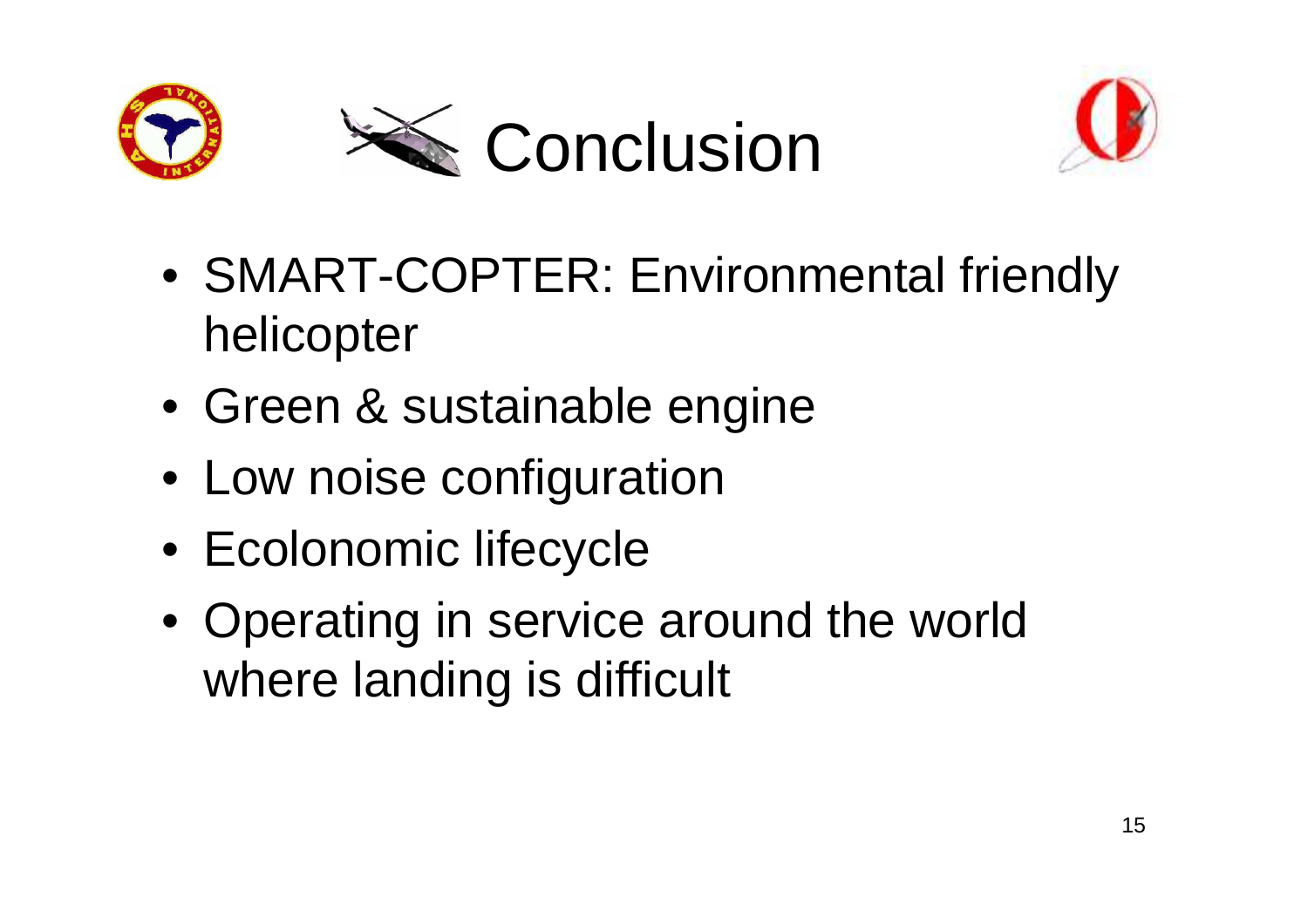# Conclusion

- SMART-COPTER: Environmental friendly helicopter
- Green & sustainable engine
- Low noise configuration
- Ecolonomic lifecycle
- Operating in service around the world where landing is difficult